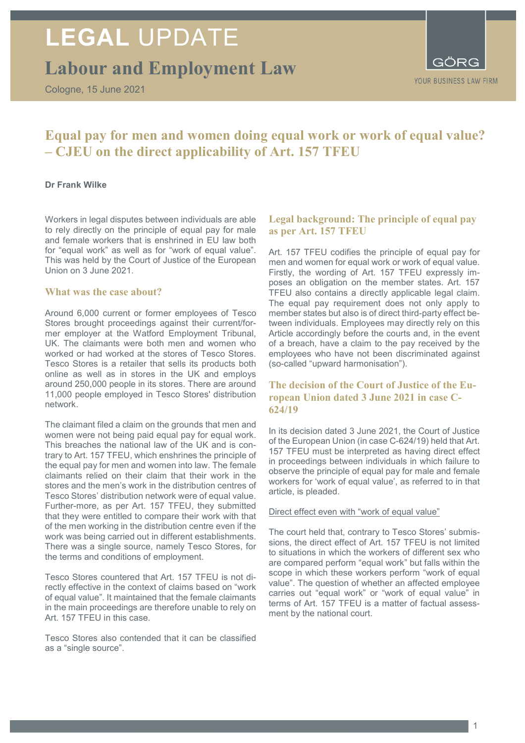# LEGAL UPDATE

## Labour and Employment Law

Cologne, 15 June 2021

GÖRG

YOUR BUSINESS LAW FIRM

# Equal pay for men and women doing equal work or work of equal value? – CJEU on the direct applicability of Art. 157 TFEU

**Dr Frank Wilke**

Workers in legal disputes between individuals are able to rely directly on the principle of equal pay for male and female workers that is enshrined in EU law both for "equal work" as well as for "work of equal value". This was held by the Court of Justice of the European Union on 3 June 2021.

## What was the case about?

Around 6,000 current or former employees of Tesco Stores brought proceedings against their current/former employer at the Watford Employment Tribunal, UK. The claimants were both men and women who worked or had worked at the stores of Tesco Stores. Tesco Stores is a retailer that sells its products both online as well as in stores in the UK and employs around 250,000 people in its stores. There are around 11,000 people employed in Tesco Stores' distribution network.

The claimant filed a claim on the grounds that men and women were not being paid equal pay for equal work. This breaches the national law of the UK and is contrary to Art. 157 TFEU, which enshrines the principle of the equal pay for men and women into law. The female claimants relied on their claim that their work in the stores and the men's work in the distribution centres of Tesco Stores' distribution network were of equal value. Further-more, as per Art. 157 TFEU, they submitted that they were entitled to compare their work with that of the men working in the distribution centre even if the work was being carried out in different establishments. There was a single source, namely Tesco Stores, for the terms and conditions of employment.

Tesco Stores countered that Art. 157 TFEU is not directly effective in the context of claims based on "work of equal value". It maintained that the female claimants in the main proceedings are therefore unable to rely on Art. 157 TFEU in this case.

Tesco Stores also contended that it can be classified as a "single source".

## Legal background: The principle of equal pay as per Art. 157 TFEU

Art. 157 TFEU codifies the principle of equal pay for men and women for equal work or work of equal value. Firstly, the wording of Art. 157 TFEU expressly imposes an obligation on the member states. Art. 157 TFEU also contains a directly applicable legal claim. The equal pay requirement does not only apply to member states but also is of direct third-party effect between individuals. Employees may directly rely on this Article accordingly before the courts and, in the event of a breach, have a claim to the pay received by the employees who have not been discriminated against (so-called "upward harmonisation").

## The decision of the Court of Justice of the European Union dated 3 June 2021 in case C-624/19

In its decision dated 3 June 2021, the Court of Justice of the European Union (in case C-624/19) held that Art. 157 TFEU must be interpreted as having direct effect in proceedings between individuals in which failure to observe the principle of equal pay for male and female workers for 'work of equal value', as referred to in that article, is pleaded.

### Direct effect even with "work of equal value"

The court held that, contrary to Tesco Stores' submissions, the direct effect of Art. 157 TFEU is not limited to situations in which the workers of different sex who are compared perform "equal work" but falls within the scope in which these workers perform "work of equal value". The question of whether an affected employee carries out "equal work" or "work of equal value" in terms of Art. 157 TFEU is a matter of factual assessment by the national court.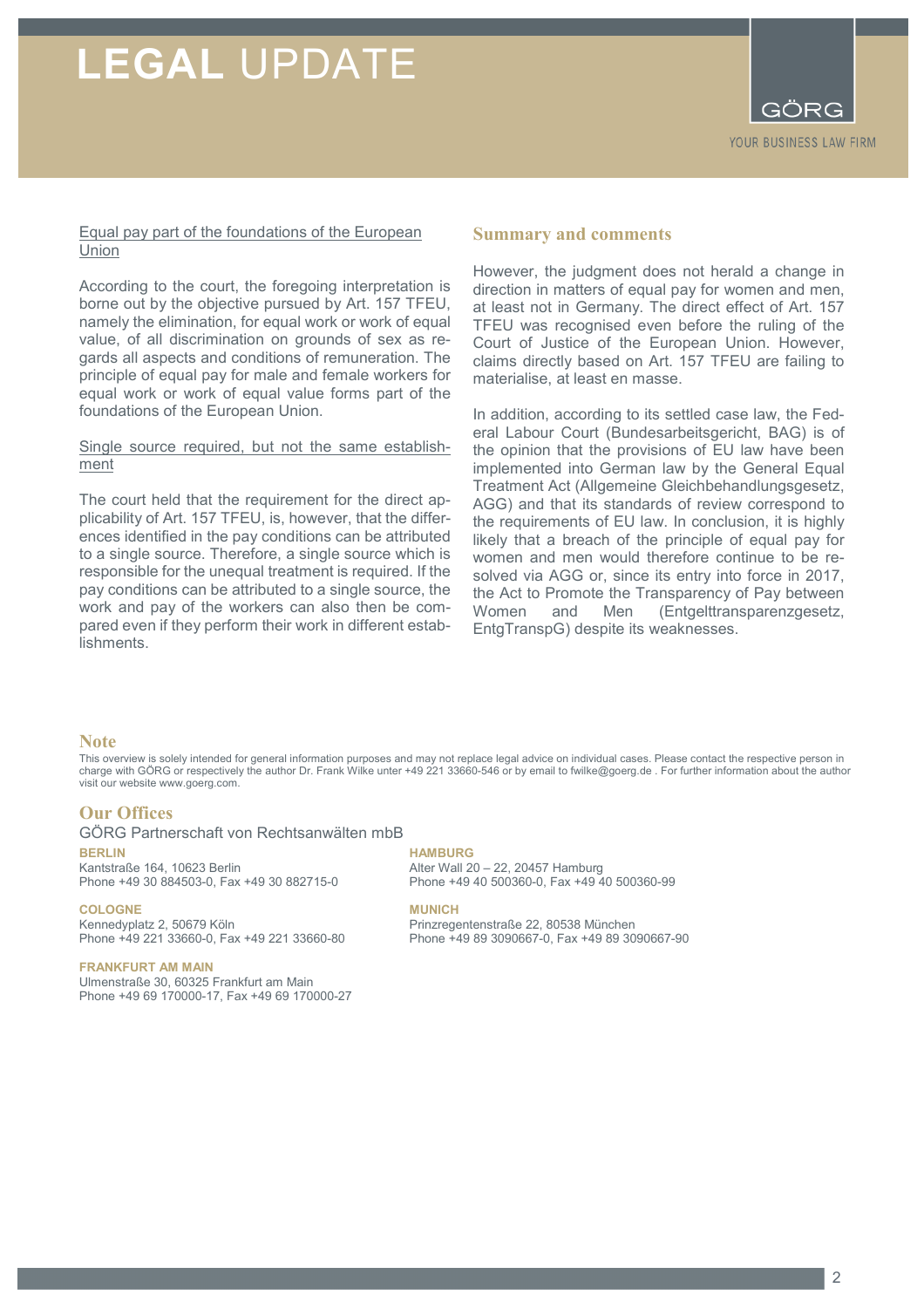Equal pay part of the foundations of the European Union

According to the court, the foregoing interpretation is borne out by the objective pursued by Art. 157 TFEU, namely the elimination, for equal work or work of equal value, of all discrimination on grounds of sex as regards all aspects and conditions of remuneration. The principle of equal pay for male and female workers for equal work or work of equal value forms part of the foundations of the European Union.

Single source required, but not the same establishment

The court held that the requirement for the direct applicability of Art. 157 TFEU, is, however, that the differences identified in the pay conditions can be attributed to a single source. Therefore, a single source which is responsible for the unequal treatment is required. If the pay conditions can be attributed to a single source, the work and pay of the workers can also then be compared even if they perform their work in different establishments.

## Summary and comments

However, the judgment does not herald a change in direction in matters of equal pay for women and men, at least not in Germany. The direct effect of Art. 157 TFEU was recognised even before the ruling of the Court of Justice of the European Union. However, claims directly based on Art. 157 TFEU are failing to materialise, at least en masse.

In addition, according to its settled case law, the Federal Labour Court (Bundesarbeitsgericht, BAG) is of the opinion that the provisions of EU law have been implemented into German law by the General Equal Treatment Act (Allgemeine Gleichbehandlungsgesetz, AGG) and that its standards of review correspond to the requirements of EU law. In conclusion, it is highly likely that a breach of the principle of equal pay for women and men would therefore continue to be resolved via AGG or, since its entry into force in 2017, the Act to Promote the Transparency of Pay between Women and Men (Entgelttransparenzgesetz, EntgTranspG) despite its weaknesses.

## Note

This overview is solely intended for general information purposes and may not replace legal advice on individual cases. Please contact the respective person in charge with GÖRG or respectively the author Dr. Frank Wilke unter +49 221 33660-546 or by email to fwilke@goerg.de . For further information about the author visit our website www.goerg.com.

## Our Offices

GÖRG Partnerschaft von Rechtsanwälten mbB

**BERLIN**
Kantstraße 164, 10623 Berlin
Phone +49 30 884503-0, Fax +49 30 882715-0

**COLOGNE**
Kennedyplatz 2, 50679 Köln
Phone +49 221 33660-0, Fax +49 221 33660-80

**FRANKFURT AM MAIN**
Ulmenstraße 30, 60325 Frankfurt am Main
Phone +49 69 170000-17, Fax +49 69 170000-27

**HAMBURG**
Alter Wall 20 – 22, 20457 Hamburg
Phone +49 40 500360-0, Fax +49 40 500360-99

**MUNICH**
Prinzregentenstraße 22, 80538 München
Phone +49 89 3090667-0, Fax +49 89 3090667-90